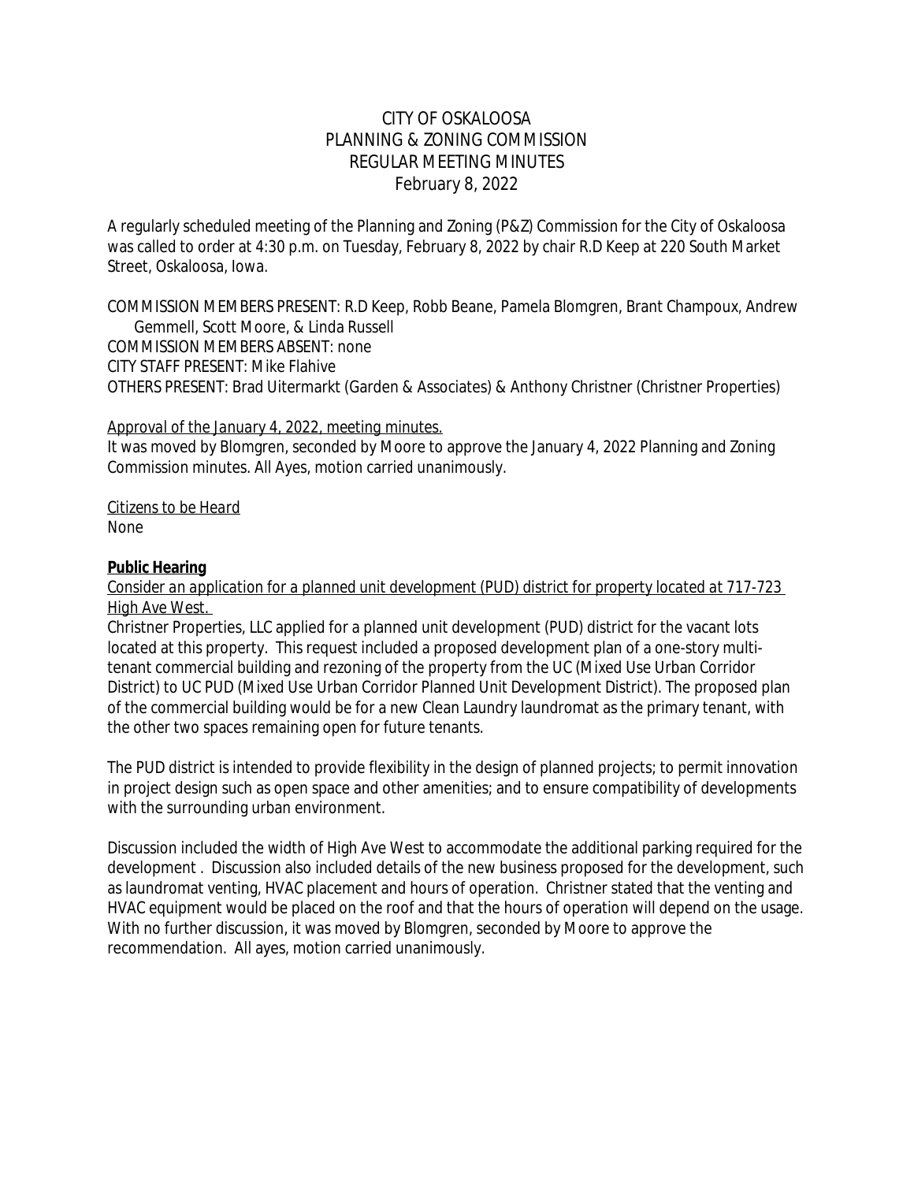# CITY OF OSKALOOSA
## PLANNING & ZONING COMMISSION
## REGULAR MEETING MINUTES
## February 8, 2022

A regularly scheduled meeting of the Planning and Zoning (P&Z) Commission for the City of Oskaloosa was called to order at 4:30 p.m. on Tuesday, February 8, 2022 by chair R.D Keep at 220 South Market Street, Oskaloosa, Iowa.

COMMISSION MEMBERS PRESENT: R.D Keep, Robb Beane, Pamela Blomgren, Brant Champoux, Andrew Gemmell, Scott Moore, & Linda Russell
COMMISSION MEMBERS ABSENT: none
CITY STAFF PRESENT: Mike Flahive
OTHERS PRESENT: Brad Uitermarkt (Garden & Associates) & Anthony Christner (Christner Properties)

Approval of the January 4, 2022, meeting minutes.
It was moved by Blomgren, seconded by Moore to approve the January 4, 2022 Planning and Zoning Commission minutes. All Ayes, motion carried unanimously.

Citizens to be Heard
None

**Public Hearing**
Consider an application for a planned unit development (PUD) district for property located at 717-723 High Ave West.
Christner Properties, LLC applied for a planned unit development (PUD) district for the vacant lots located at this property. This request included a proposed development plan of a one-story multi-tenant commercial building and rezoning of the property from the UC (Mixed Use Urban Corridor District) to UC PUD (Mixed Use Urban Corridor Planned Unit Development District). The proposed plan of the commercial building would be for a new Clean Laundry laundromat as the primary tenant, with the other two spaces remaining open for future tenants.

The PUD district is intended to provide flexibility in the design of planned projects; to permit innovation in project design such as open space and other amenities; and to ensure compatibility of developments with the surrounding urban environment.

Discussion included the width of High Ave West to accommodate the additional parking required for the development . Discussion also included details of the new business proposed for the development, such as laundromat venting, HVAC placement and hours of operation. Christner stated that the venting and HVAC equipment would be placed on the roof and that the hours of operation will depend on the usage. With no further discussion, it was moved by Blomgren, seconded by Moore to approve the recommendation. All ayes, motion carried unanimously.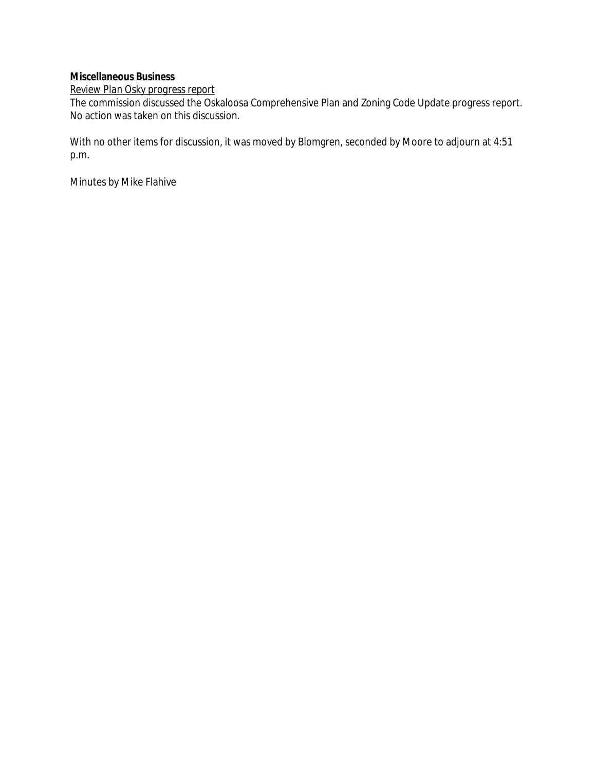**Miscellaneous Business**

Review Plan Osky progress report

The commission discussed the Oskaloosa Comprehensive Plan and Zoning Code Update progress report. No action was taken on this discussion.

With no other items for discussion, it was moved by Blomgren, seconded by Moore to adjourn at 4:51 p.m.

Minutes by Mike Flahive